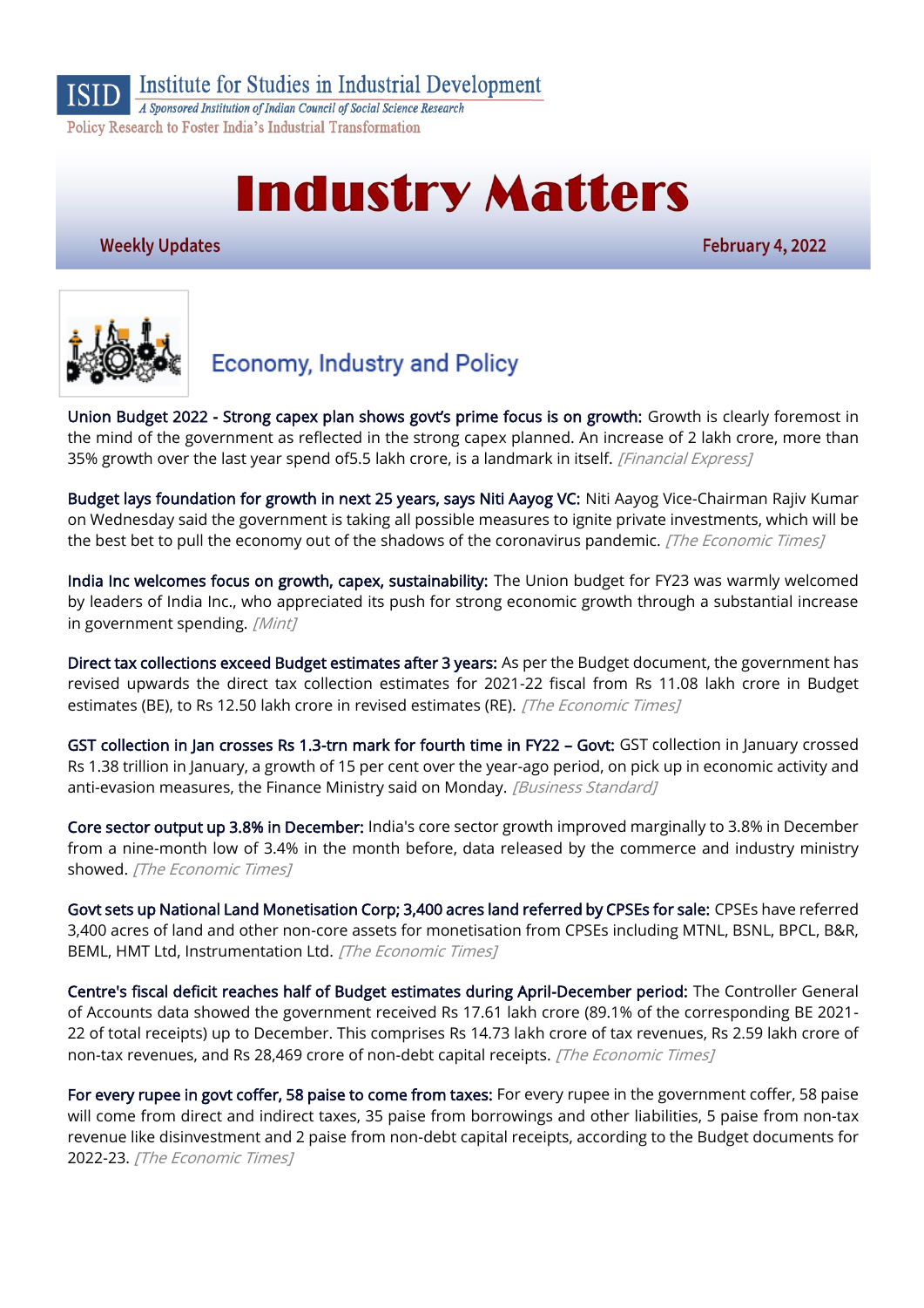ISID Institute for Studies in Industrial Development

*A Sponsored Institution of Indian Council of Social Science Research*

Policy Research to Foster India's Industrial Transformation

# Industry Matters

**Weekly Updates** **February 4, 2022**

## Economy, Industry and Policy

Union Budget 2022 - Strong capex plan shows govt's prime focus is on growth: Growth is clearly foremost in the mind of the government as reflected in the strong capex planned. An increase of 2 lakh crore, more than 35% growth over the last year spend of5.5 lakh crore, is a landmark in itself. *[Financial Express]*

Budget lays foundation for growth in next 25 years, says Niti Aayog VC: Niti Aayog Vice-Chairman Rajiv Kumar on Wednesday said the government is taking all possible measures to ignite private investments, which will be the best bet to pull the economy out of the shadows of the coronavirus pandemic. *[The Economic Times]*

India Inc welcomes focus on growth, capex, sustainability: The Union budget for FY23 was warmly welcomed by leaders of India Inc., who appreciated its push for strong economic growth through a substantial increase in government spending. *[Mint]*

Direct tax collections exceed Budget estimates after 3 years: As per the Budget document, the government has revised upwards the direct tax collection estimates for 2021-22 fiscal from Rs 11.08 lakh crore in Budget estimates (BE), to Rs 12.50 lakh crore in revised estimates (RE). *[The Economic Times]*

GST collection in Jan crosses Rs 1.3-trn mark for fourth time in FY22 – Govt: GST collection in January crossed Rs 1.38 trillion in January, a growth of 15 per cent over the year-ago period, on pick up in economic activity and anti-evasion measures, the Finance Ministry said on Monday. *[Business Standard]*

Core sector output up 3.8% in December: India's core sector growth improved marginally to 3.8% in December from a nine-month low of 3.4% in the month before, data released by the commerce and industry ministry showed. *[The Economic Times]*

Govt sets up National Land Monetisation Corp; 3,400 acres land referred by CPSEs for sale: CPSEs have referred 3,400 acres of land and other non-core assets for monetisation from CPSEs including MTNL, BSNL, BPCL, B&R, BEML, HMT Ltd, Instrumentation Ltd. *[The Economic Times]*

Centre's fiscal deficit reaches half of Budget estimates during April-December period: The Controller General of Accounts data showed the government received Rs 17.61 lakh crore (89.1% of the corresponding BE 2021-22 of total receipts) up to December. This comprises Rs 14.73 lakh crore of tax revenues, Rs 2.59 lakh crore of non-tax revenues, and Rs 28,469 crore of non-debt capital receipts. *[The Economic Times]*

For every rupee in govt coffer, 58 paise to come from taxes: For every rupee in the government coffer, 58 paise will come from direct and indirect taxes, 35 paise from borrowings and other liabilities, 5 paise from non-tax revenue like disinvestment and 2 paise from non-debt capital receipts, according to the Budget documents for 2022-23. *[The Economic Times]*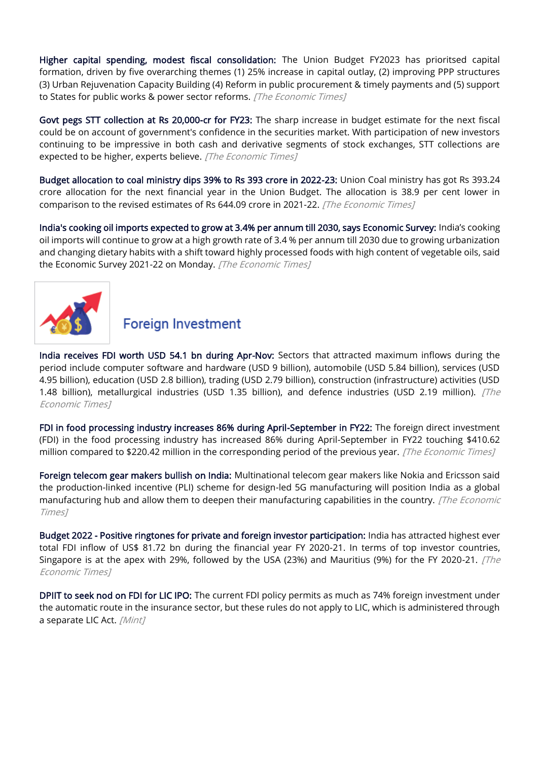**Higher capital spending, modest fiscal consolidation:** The Union Budget FY2023 has prioritsed capital formation, driven by five overarching themes (1) 25% increase in capital outlay, (2) improving PPP structures (3) Urban Rejuvenation Capacity Building (4) Reform in public procurement & timely payments and (5) support to States for public works & power sector reforms. *[The Economic Times]*

**Govt pegs STT collection at Rs 20,000-cr for FY23:** The sharp increase in budget estimate for the next fiscal could be on account of government's confidence in the securities market. With participation of new investors continuing to be impressive in both cash and derivative segments of stock exchanges, STT collections are expected to be higher, experts believe. *[The Economic Times]*

**Budget allocation to coal ministry dips 39% to Rs 393 crore in 2022-23:** Union Coal ministry has got Rs 393.24 crore allocation for the next financial year in the Union Budget. The allocation is 38.9 per cent lower in comparison to the revised estimates of Rs 644.09 crore in 2021-22. *[The Economic Times]*

**India's cooking oil imports expected to grow at 3.4% per annum till 2030, says Economic Survey:** India's cooking oil imports will continue to grow at a high growth rate of 3.4 % per annum till 2030 due to growing urbanization and changing dietary habits with a shift toward highly processed foods with high content of vegetable oils, said the Economic Survey 2021-22 on Monday. *[The Economic Times]*

## Foreign Investment

**India receives FDI worth USD 54.1 bn during Apr-Nov:** Sectors that attracted maximum inflows during the period include computer software and hardware (USD 9 billion), automobile (USD 5.84 billion), services (USD 4.95 billion), education (USD 2.8 billion), trading (USD 2.79 billion), construction (infrastructure) activities (USD 1.48 billion), metallurgical industries (USD 1.35 billion), and defence industries (USD 2.19 million). *[The Economic Times]*

**FDI in food processing industry increases 86% during April-September in FY22:** The foreign direct investment (FDI) in the food processing industry has increased 86% during April-September in FY22 touching $410.62 million compared to $220.42 million in the corresponding period of the previous year. *[The Economic Times]*

**Foreign telecom gear makers bullish on India:** Multinational telecom gear makers like Nokia and Ericsson said the production-linked incentive (PLI) scheme for design-led 5G manufacturing will position India as a global manufacturing hub and allow them to deepen their manufacturing capabilities in the country. *[The Economic Times]*

**Budget 2022 - Positive ringtones for private and foreign investor participation:** India has attracted highest ever total FDI inflow of US$ 81.72 bn during the financial year FY 2020-21. In terms of top investor countries, Singapore is at the apex with 29%, followed by the USA (23%) and Mauritius (9%) for the FY 2020-21. *[The Economic Times]*

**DPIIT to seek nod on FDI for LIC IPO:** The current FDI policy permits as much as 74% foreign investment under the automatic route in the insurance sector, but these rules do not apply to LIC, which is administered through a separate LIC Act. *[Mint]*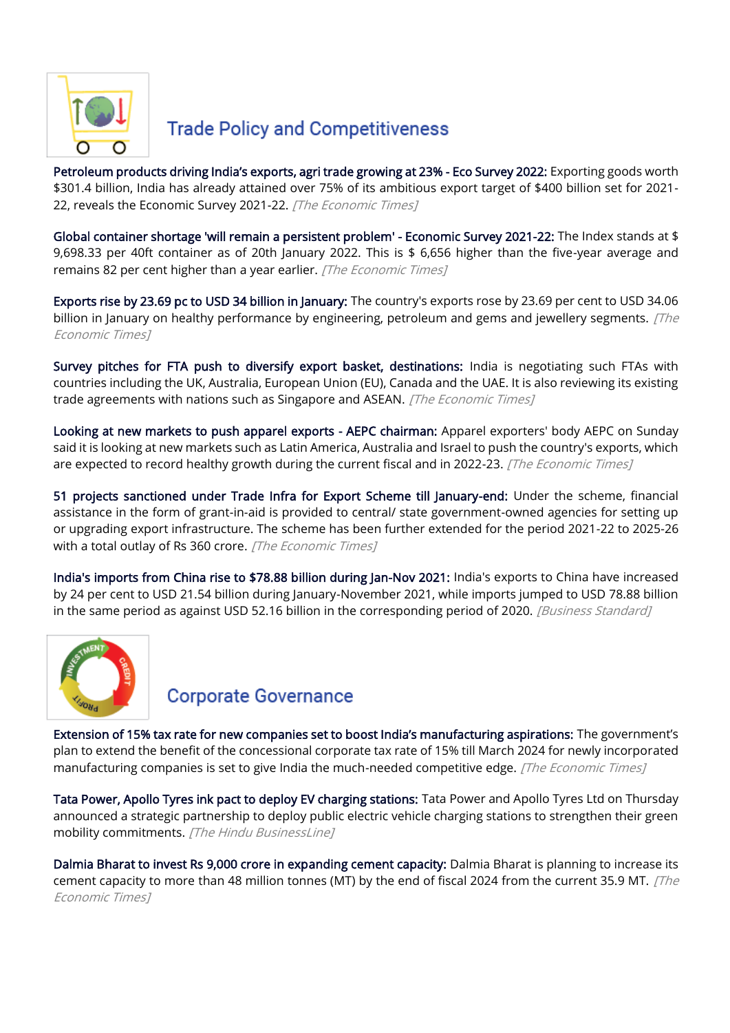## Trade Policy and Competitiveness

**Petroleum products driving India's exports, agri trade growing at 23% - Eco Survey 2022:** Exporting goods worth $301.4 billion, India has already attained over 75% of its ambitious export target of $400 billion set for 2021-22, reveals the Economic Survey 2021-22. *[The Economic Times]*

**Global container shortage 'will remain a persistent problem' - Economic Survey 2021-22:** The Index stands at $ 9,698.33 per 40ft container as of 20th January 2022. This is $ 6,656 higher than the five-year average and remains 82 per cent higher than a year earlier. *[The Economic Times]*

**Exports rise by 23.69 pc to USD 34 billion in January:** The country's exports rose by 23.69 per cent to USD 34.06 billion in January on healthy performance by engineering, petroleum and gems and jewellery segments. *[The Economic Times]*

**Survey pitches for FTA push to diversify export basket, destinations:** India is negotiating such FTAs with countries including the UK, Australia, European Union (EU), Canada and the UAE. It is also reviewing its existing trade agreements with nations such as Singapore and ASEAN. *[The Economic Times]*

**Looking at new markets to push apparel exports - AEPC chairman:** Apparel exporters' body AEPC on Sunday said it is looking at new markets such as Latin America, Australia and Israel to push the country's exports, which are expected to record healthy growth during the current fiscal and in 2022-23. *[The Economic Times]*

**51 projects sanctioned under Trade Infra for Export Scheme till January-end:** Under the scheme, financial assistance in the form of grant-in-aid is provided to central/ state government-owned agencies for setting up or upgrading export infrastructure. The scheme has been further extended for the period 2021-22 to 2025-26 with a total outlay of Rs 360 crore. *[The Economic Times]*

**India's imports from China rise to $78.88 billion during Jan-Nov 2021:** India's exports to China have increased by 24 per cent to USD 21.54 billion during January-November 2021, while imports jumped to USD 78.88 billion in the same period as against USD 52.16 billion in the corresponding period of 2020. *[Business Standard]*

## Corporate Governance

**Extension of 15% tax rate for new companies set to boost India's manufacturing aspirations:** The government's plan to extend the benefit of the concessional corporate tax rate of 15% till March 2024 for newly incorporated manufacturing companies is set to give India the much-needed competitive edge. *[The Economic Times]*

**Tata Power, Apollo Tyres ink pact to deploy EV charging stations:** Tata Power and Apollo Tyres Ltd on Thursday announced a strategic partnership to deploy public electric vehicle charging stations to strengthen their green mobility commitments. *[The Hindu BusinessLine]*

**Dalmia Bharat to invest Rs 9,000 crore in expanding cement capacity:** Dalmia Bharat is planning to increase its cement capacity to more than 48 million tonnes (MT) by the end of fiscal 2024 from the current 35.9 MT. *[The Economic Times]*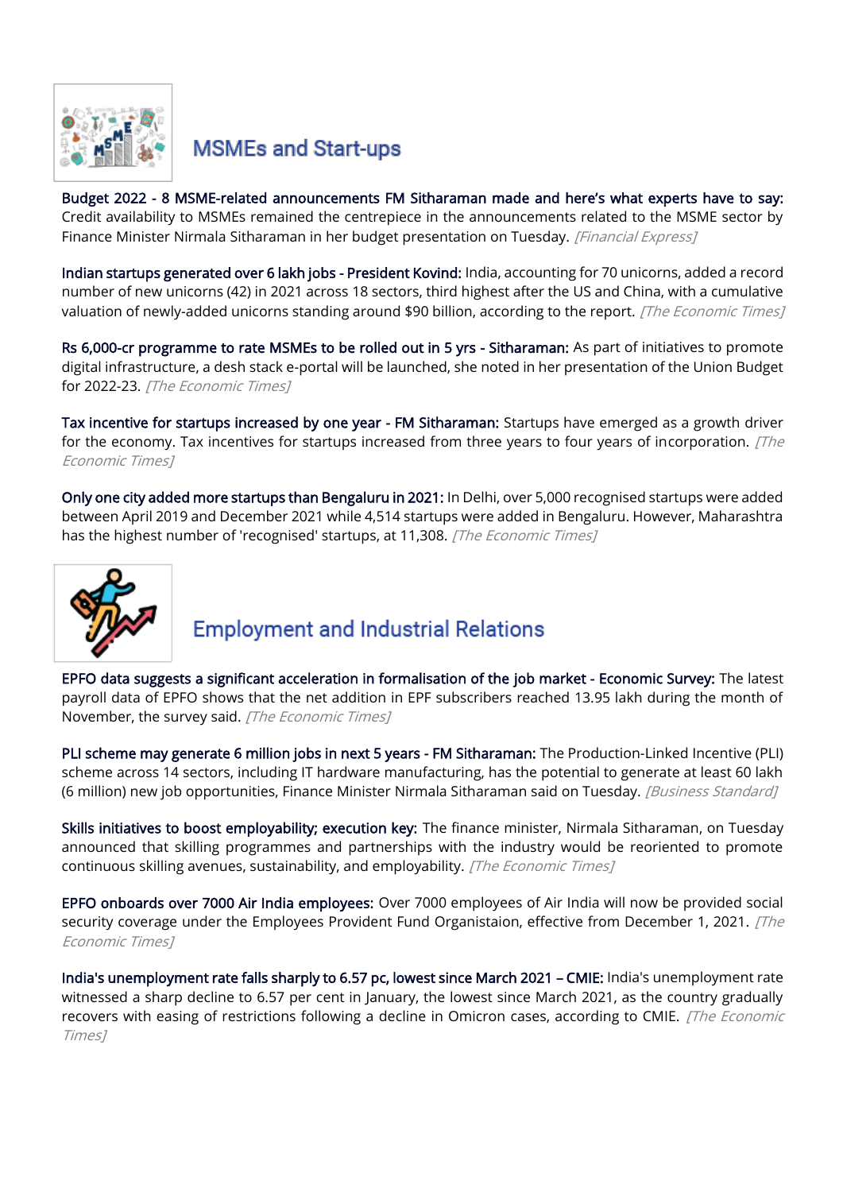## MSMEs and Start-ups

**Budget 2022 - 8 MSME-related announcements FM Sitharaman made and here's what experts have to say:** Credit availability to MSMEs remained the centrepiece in the announcements related to the MSME sector by Finance Minister Nirmala Sitharaman in her budget presentation on Tuesday. *[Financial Express]*

**Indian startups generated over 6 lakh jobs - President Kovind:** India, accounting for 70 unicorns, added a record number of new unicorns (42) in 2021 across 18 sectors, third highest after the US and China, with a cumulative valuation of newly-added unicorns standing around $90 billion, according to the report. *[The Economic Times]*

**Rs 6,000-cr programme to rate MSMEs to be rolled out in 5 yrs - Sitharaman:** As part of initiatives to promote digital infrastructure, a desh stack e-portal will be launched, she noted in her presentation of the Union Budget for 2022-23. *[The Economic Times]*

**Tax incentive for startups increased by one year - FM Sitharaman:** Startups have emerged as a growth driver for the economy. Tax incentives for startups increased from three years to four years of incorporation. *[The Economic Times]*

**Only one city added more startups than Bengaluru in 2021:** In Delhi, over 5,000 recognised startups were added between April 2019 and December 2021 while 4,514 startups were added in Bengaluru. However, Maharashtra has the highest number of 'recognised' startups, at 11,308. *[The Economic Times]*

## Employment and Industrial Relations

**EPFO data suggests a significant acceleration in formalisation of the job market - Economic Survey:** The latest payroll data of EPFO shows that the net addition in EPF subscribers reached 13.95 lakh during the month of November, the survey said. *[The Economic Times]*

**PLI scheme may generate 6 million jobs in next 5 years - FM Sitharaman:** The Production-Linked Incentive (PLI) scheme across 14 sectors, including IT hardware manufacturing, has the potential to generate at least 60 lakh (6 million) new job opportunities, Finance Minister Nirmala Sitharaman said on Tuesday. *[Business Standard]*

**Skills initiatives to boost employability; execution key:** The finance minister, Nirmala Sitharaman, on Tuesday announced that skilling programmes and partnerships with the industry would be reoriented to promote continuous skilling avenues, sustainability, and employability. *[The Economic Times]*

**EPFO onboards over 7000 Air India employees:** Over 7000 employees of Air India will now be provided social security coverage under the Employees Provident Fund Organistaion, effective from December 1, 2021. *[The Economic Times]*

**India's unemployment rate falls sharply to 6.57 pc, lowest since March 2021 – CMIE:** India's unemployment rate witnessed a sharp decline to 6.57 per cent in January, the lowest since March 2021, as the country gradually recovers with easing of restrictions following a decline in Omicron cases, according to CMIE. *[The Economic Times]*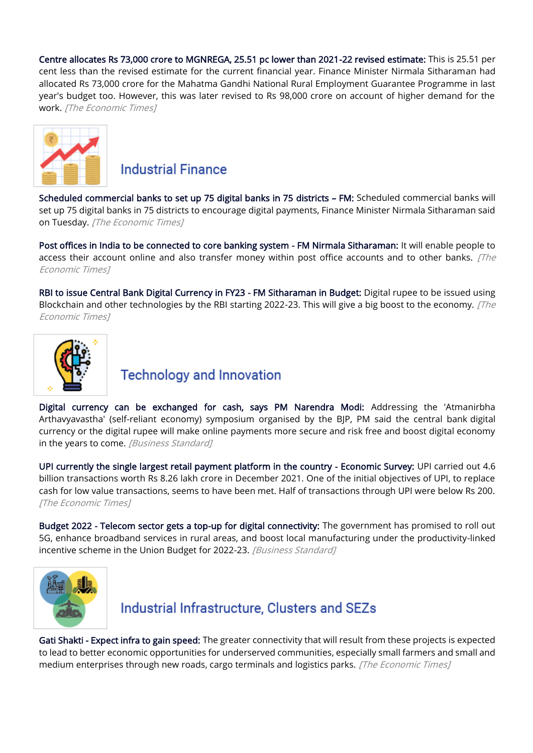**Centre allocates Rs 73,000 crore to MGNREGA, 25.51 pc lower than 2021-22 revised estimate:** This is 25.51 per cent less than the revised estimate for the current financial year. Finance Minister Nirmala Sitharaman had allocated Rs 73,000 crore for the Mahatma Gandhi National Rural Employment Guarantee Programme in last year's budget too. However, this was later revised to Rs 98,000 crore on account of higher demand for the work. *[The Economic Times]*

## Industrial Finance

**Scheduled commercial banks to set up 75 digital banks in 75 districts – FM:** Scheduled commercial banks will set up 75 digital banks in 75 districts to encourage digital payments, Finance Minister Nirmala Sitharaman said on Tuesday. *[The Economic Times]*

**Post offices in India to be connected to core banking system - FM Nirmala Sitharaman:** It will enable people to access their account online and also transfer money within post office accounts and to other banks. *[The Economic Times]*

**RBI to issue Central Bank Digital Currency in FY23 - FM Sitharaman in Budget:** Digital rupee to be issued using Blockchain and other technologies by the RBI starting 2022-23. This will give a big boost to the economy. *[The Economic Times]*

## Technology and Innovation

**Digital currency can be exchanged for cash, says PM Narendra Modi:** Addressing the 'Atmanirbha Arthavyavastha' (self-reliant economy) symposium organised by the BJP, PM said the central bank digital currency or the digital rupee will make online payments more secure and risk free and boost digital economy in the years to come. *[Business Standard]*

**UPI currently the single largest retail payment platform in the country - Economic Survey:** UPI carried out 4.6 billion transactions worth Rs 8.26 lakh crore in December 2021. One of the initial objectives of UPI, to replace cash for low value transactions, seems to have been met. Half of transactions through UPI were below Rs 200. *[The Economic Times]*

**Budget 2022 - Telecom sector gets a top-up for digital connectivity:** The government has promised to roll out 5G, enhance broadband services in rural areas, and boost local manufacturing under the productivity-linked incentive scheme in the Union Budget for 2022-23. *[Business Standard]*

## Industrial Infrastructure, Clusters and SEZs

**Gati Shakti - Expect infra to gain speed:** The greater connectivity that will result from these projects is expected to lead to better economic opportunities for underserved communities, especially small farmers and small and medium enterprises through new roads, cargo terminals and logistics parks. *[The Economic Times]*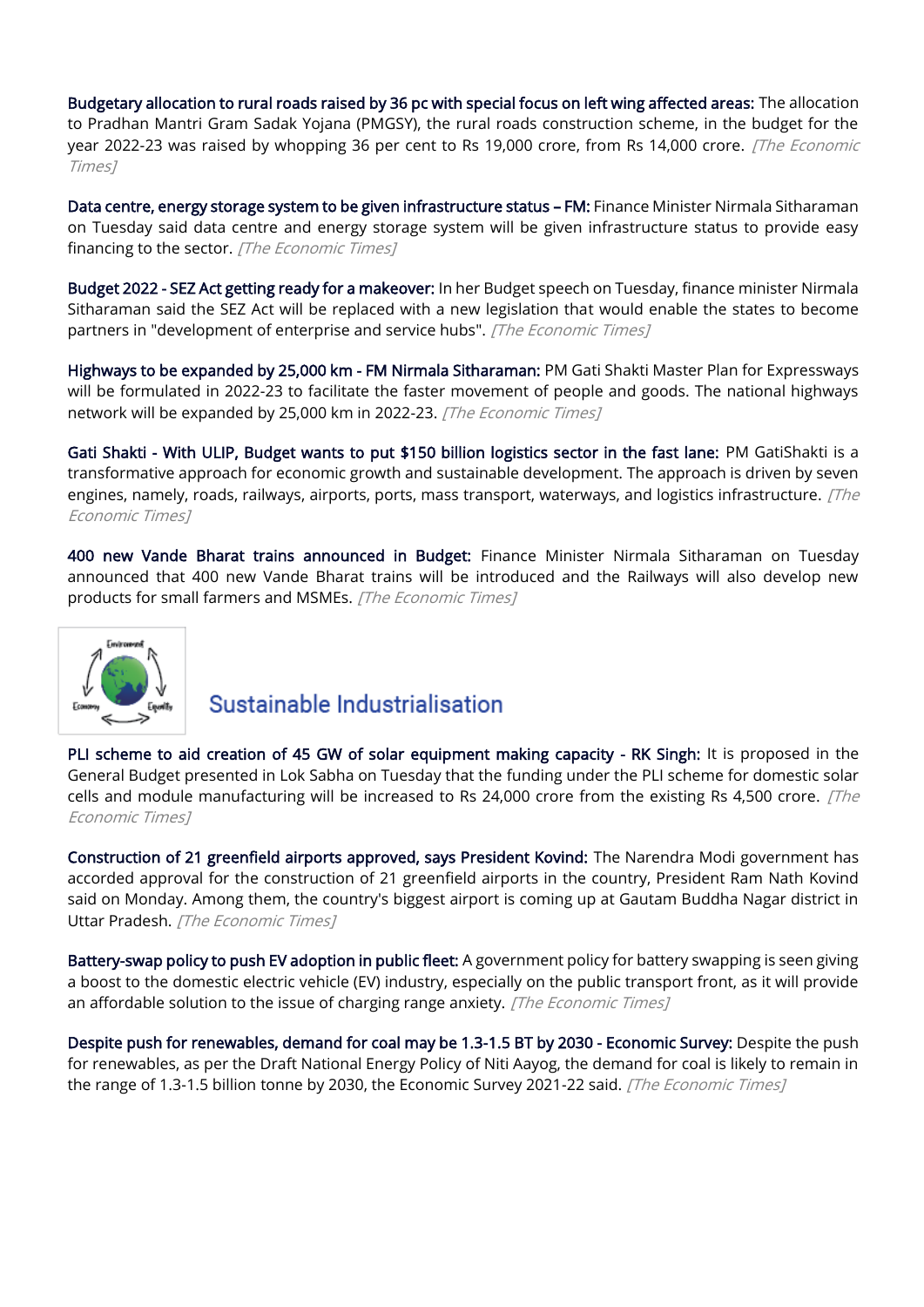**Budgetary allocation to rural roads raised by 36 pc with special focus on left wing affected areas:** The allocation to Pradhan Mantri Gram Sadak Yojana (PMGSY), the rural roads construction scheme, in the budget for the year 2022-23 was raised by whopping 36 per cent to Rs 19,000 crore, from Rs 14,000 crore. *[The Economic Times]*

**Data centre, energy storage system to be given infrastructure status – FM:** Finance Minister Nirmala Sitharaman on Tuesday said data centre and energy storage system will be given infrastructure status to provide easy financing to the sector. *[The Economic Times]*

**Budget 2022 - SEZ Act getting ready for a makeover:** In her Budget speech on Tuesday, finance minister Nirmala Sitharaman said the SEZ Act will be replaced with a new legislation that would enable the states to become partners in "development of enterprise and service hubs". *[The Economic Times]*

**Highways to be expanded by 25,000 km - FM Nirmala Sitharaman:** PM Gati Shakti Master Plan for Expressways will be formulated in 2022-23 to facilitate the faster movement of people and goods. The national highways network will be expanded by 25,000 km in 2022-23. *[The Economic Times]*

**Gati Shakti - With ULIP, Budget wants to put $150 billion logistics sector in the fast lane:** PM GatiShakti is a transformative approach for economic growth and sustainable development. The approach is driven by seven engines, namely, roads, railways, airports, ports, mass transport, waterways, and logistics infrastructure. *[The Economic Times]*

**400 new Vande Bharat trains announced in Budget:** Finance Minister Nirmala Sitharaman on Tuesday announced that 400 new Vande Bharat trains will be introduced and the Railways will also develop new products for small farmers and MSMEs. *[The Economic Times]*

## Sustainable Industrialisation

**PLI scheme to aid creation of 45 GW of solar equipment making capacity - RK Singh:** It is proposed in the General Budget presented in Lok Sabha on Tuesday that the funding under the PLI scheme for domestic solar cells and module manufacturing will be increased to Rs 24,000 crore from the existing Rs 4,500 crore. *[The Economic Times]*

**Construction of 21 greenfield airports approved, says President Kovind:** The Narendra Modi government has accorded approval for the construction of 21 greenfield airports in the country, President Ram Nath Kovind said on Monday. Among them, the country's biggest airport is coming up at Gautam Buddha Nagar district in Uttar Pradesh. *[The Economic Times]*

**Battery-swap policy to push EV adoption in public fleet:** A government policy for battery swapping is seen giving a boost to the domestic electric vehicle (EV) industry, especially on the public transport front, as it will provide an affordable solution to the issue of charging range anxiety. *[The Economic Times]*

**Despite push for renewables, demand for coal may be 1.3-1.5 BT by 2030 - Economic Survey:** Despite the push for renewables, as per the Draft National Energy Policy of Niti Aayog, the demand for coal is likely to remain in the range of 1.3-1.5 billion tonne by 2030, the Economic Survey 2021-22 said. *[The Economic Times]*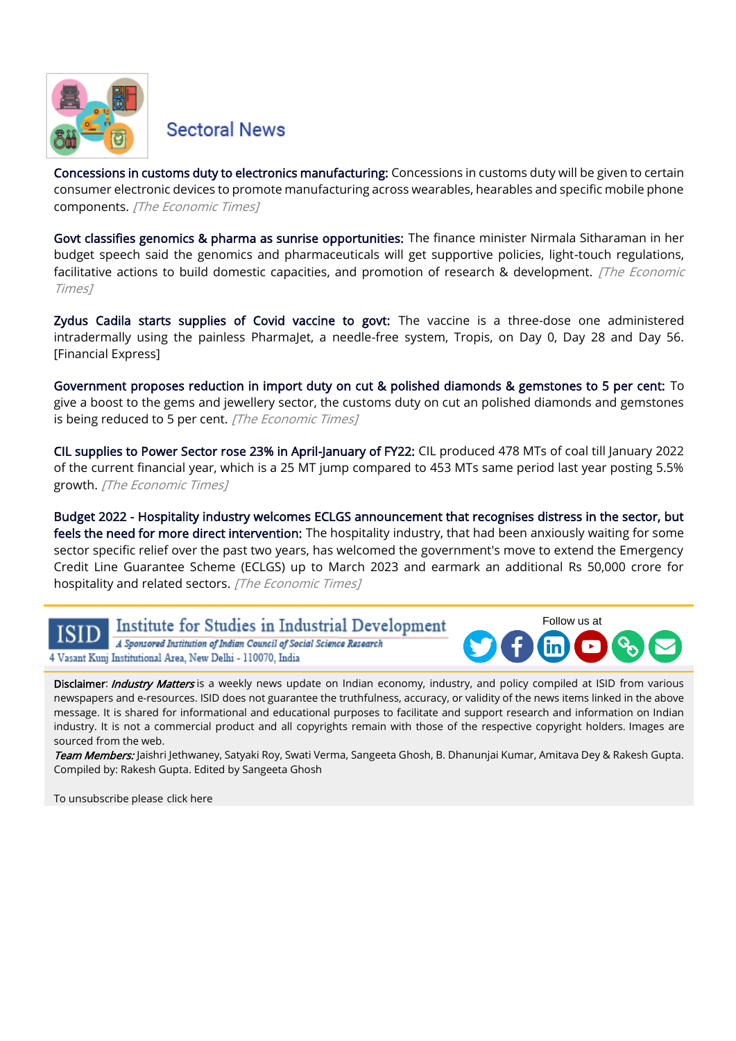## Sectoral News

**Concessions in customs duty to electronics manufacturing:** Concessions in customs duty will be given to certain consumer electronic devices to promote manufacturing across wearables, hearables and specific mobile phone components. *[The Economic Times]*

**Govt classifies genomics & pharma as sunrise opportunities:** The finance minister Nirmala Sitharaman in her budget speech said the genomics and pharmaceuticals will get supportive policies, light-touch regulations, facilitative actions to build domestic capacities, and promotion of research & development. *[The Economic Times]*

**Zydus Cadila starts supplies of Covid vaccine to govt:** The vaccine is a three-dose one administered intradermally using the painless PharmaJet, a needle-free system, Tropis, on Day 0, Day 28 and Day 56. [Financial Express]

**Government proposes reduction in import duty on cut & polished diamonds & gemstones to 5 per cent:** To give a boost to the gems and jewellery sector, the customs duty on cut an polished diamonds and gemstones is being reduced to 5 per cent. *[The Economic Times]*

**CIL supplies to Power Sector rose 23% in April-January of FY22:** CIL produced 478 MTs of coal till January 2022 of the current financial year, which is a 25 MT jump compared to 453 MTs same period last year posting 5.5% growth. *[The Economic Times]*

**Budget 2022 - Hospitality industry welcomes ECLGS announcement that recognises distress in the sector, but feels the need for more direct intervention:** The hospitality industry, that had been anxiously waiting for some sector specific relief over the past two years, has welcomed the government's move to extend the Emergency Credit Line Guarantee Scheme (ECLGS) up to March 2023 and earmark an additional Rs 50,000 crore for hospitality and related sectors. *[The Economic Times]*

---

**ISID** Institute for Studies in Industrial Development
*A Sponsored Institution of Indian Council of Social Science Research*
4 Vasant Kunj Institutional Area, New Delhi - 110070, India

Follow us at

Disclaimer: *Industry Matters* is a weekly news update on Indian economy, industry, and policy compiled at ISID from various newspapers and e-resources. ISID does not guarantee the truthfulness, accuracy, or validity of the news items linked in the above message. It is shared for informational and educational purposes to facilitate and support research and information on Indian industry. It is not a commercial product and all copyrights remain with those of the respective copyright holders. Images are sourced from the web.

***Team Members:*** Jaishri Jethwaney, Satyaki Roy, Swati Verma, Sangeeta Ghosh, B. Dhanunjai Kumar, Amitava Dey & Rakesh Gupta. Compiled by: Rakesh Gupta. Edited by Sangeeta Ghosh

To unsubscribe please click here